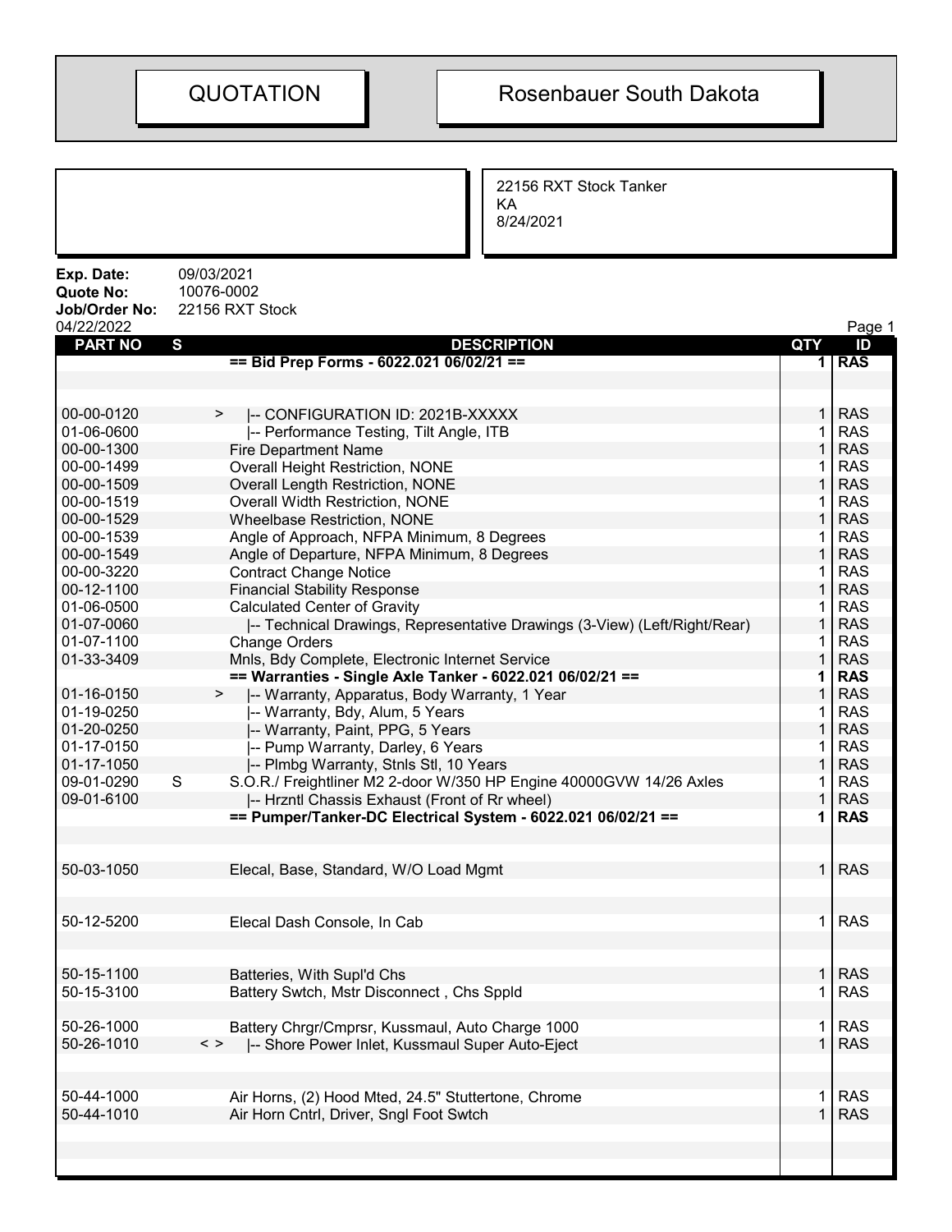# QUOTATION

# Rosenbauer South Dakota

22156 RXT Stock Tanker
KA
8/24/2021

**Exp. Date:** 09/03/2021
**Quote No:** 10076-0002
**Job/Order No:** 22156 RXT Stock
04/22/2022

| PART NO | S | | DESCRIPTION | QTY | ID |
|---|---|---|---|---|---|
| | | | **== Bid Prep Forms - 6022.021 06/02/21 ==** | **1** | **RAS** |
| 00-00-0120 | | > | \|-- CONFIGURATION ID: 2021B-XXXXX | 1 | RAS |
| 01-06-0600 | | | \|-- Performance Testing, Tilt Angle, ITB | 1 | RAS |
| 00-00-1300 | | | Fire Department Name | 1 | RAS |
| 00-00-1499 | | | Overall Height Restriction, NONE | 1 | RAS |
| 00-00-1509 | | | Overall Length Restriction, NONE | 1 | RAS |
| 00-00-1519 | | | Overall Width Restriction, NONE | 1 | RAS |
| 00-00-1529 | | | Wheelbase Restriction, NONE | 1 | RAS |
| 00-00-1539 | | | Angle of Approach, NFPA Minimum, 8 Degrees | 1 | RAS |
| 00-00-1549 | | | Angle of Departure, NFPA Minimum, 8 Degrees | 1 | RAS |
| 00-00-3220 | | | Contract Change Notice | 1 | RAS |
| 00-12-1100 | | | Financial Stability Response | 1 | RAS |
| 01-06-0500 | | | Calculated Center of Gravity | 1 | RAS |
| 01-07-0060 | | | \|-- Technical Drawings, Representative Drawings (3-View) (Left/Right/Rear) | 1 | RAS |
| 01-07-1100 | | | Change Orders | 1 | RAS |
| 01-33-3409 | | | Mnls, Bdy Complete, Electronic Internet Service | 1 | RAS |
| | | | **== Warranties - Single Axle Tanker - 6022.021 06/02/21 ==** | **1** | **RAS** |
| 01-16-0150 | | > | \|-- Warranty, Apparatus, Body Warranty, 1 Year | 1 | RAS |
| 01-19-0250 | | | \|-- Warranty, Bdy, Alum, 5 Years | 1 | RAS |
| 01-20-0250 | | | \|-- Warranty, Paint, PPG, 5 Years | 1 | RAS |
| 01-17-0150 | | | \|-- Pump Warranty, Darley, 6 Years | 1 | RAS |
| 01-17-1050 | | | \|-- Plmbg Warranty, Stnls Stl, 10 Years | 1 | RAS |
| 09-01-0290 | S | | S.O.R./ Freightliner M2 2-door W/350 HP Engine 40000GVW 14/26 Axles | 1 | RAS |
| 09-01-6100 | | | \|-- Hrzntl Chassis Exhaust (Front of Rr wheel) | 1 | RAS |
| | | | **== Pumper/Tanker-DC Electrical System - 6022.021 06/02/21 ==** | **1** | **RAS** |
| 50-03-1050 | | | Elecal, Base, Standard, W/O Load Mgmt | 1 | RAS |
| 50-12-5200 | | | Elecal Dash Console, In Cab | 1 | RAS |
| 50-15-1100 | | | Batteries, With Supl'd Chs | 1 | RAS |
| 50-15-3100 | | | Battery Swtch, Mstr Disconnect , Chs Sppld | 1 | RAS |
| 50-26-1000 | | | Battery Chrgr/Cmprsr, Kussmaul, Auto Charge 1000 | 1 | RAS |
| 50-26-1010 | | < > | \|-- Shore Power Inlet, Kussmaul Super Auto-Eject | 1 | RAS |
| 50-44-1000 | | | Air Horns, (2) Hood Mted, 24.5" Stuttertone, Chrome | 1 | RAS |
| 50-44-1010 | | | Air Horn Cntrl, Driver, Sngl Foot Swtch | 1 | RAS |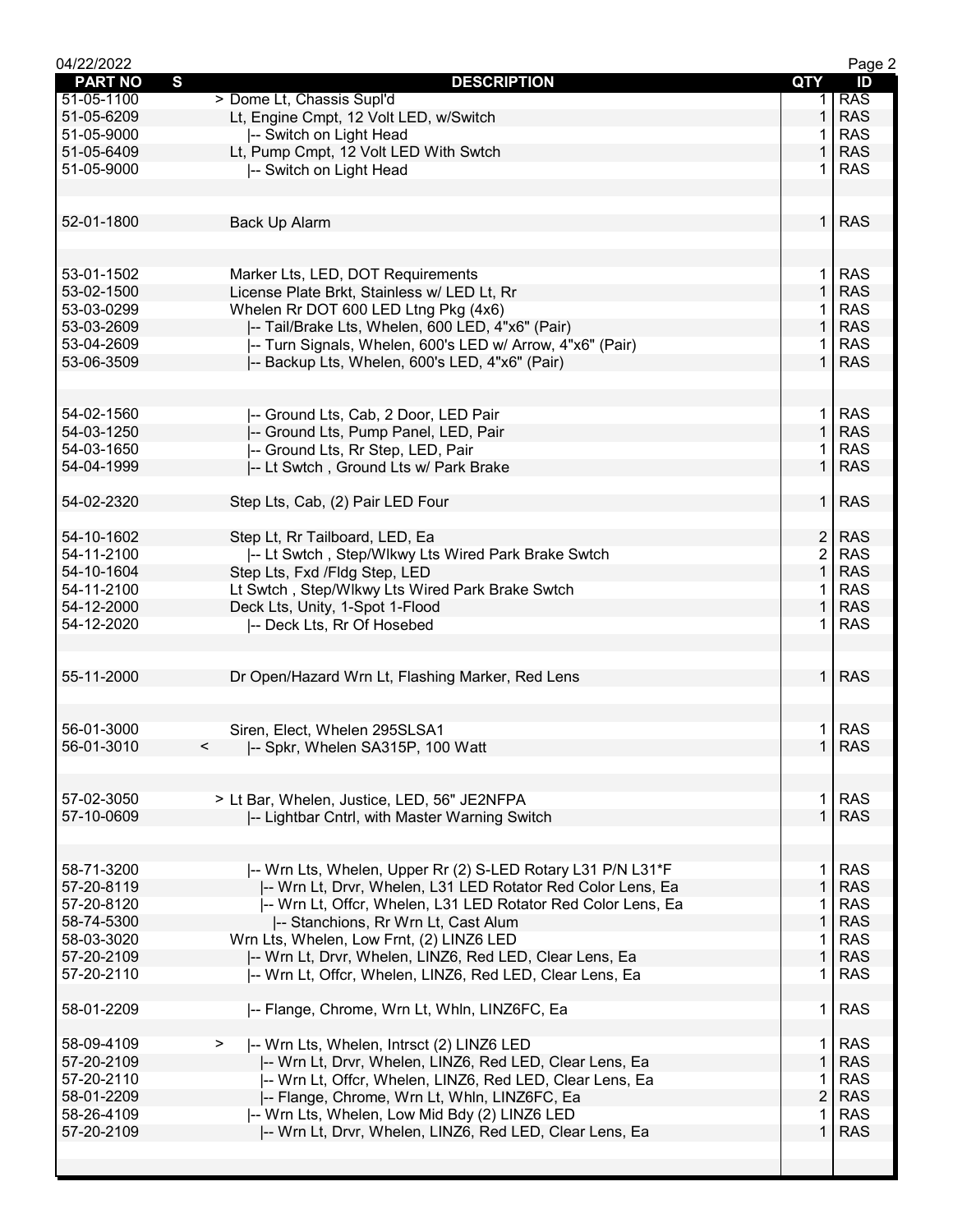| PART NO | S | DESCRIPTION | QTY | ID |
|---|---|---|---|---|
| 51-05-1100 | | > Dome Lt, Chassis Supl'd | 1 | RAS |
| 51-05-6209 | | Lt, Engine Cmpt, 12 Volt LED, w/Switch | 1 | RAS |
| 51-05-9000 | | \|-- Switch on Light Head | 1 | RAS |
| 51-05-6409 | | Lt, Pump Cmpt, 12 Volt LED With Swtch | 1 | RAS |
| 51-05-9000 | | \|-- Switch on Light Head | 1 | RAS |
| | | | | |
| 52-01-1800 | | Back Up Alarm | 1 | RAS |
| | | | | |
| 53-01-1502 | | Marker Lts, LED, DOT Requirements | 1 | RAS |
| 53-02-1500 | | License Plate Brkt, Stainless w/ LED Lt, Rr | 1 | RAS |
| 53-03-0299 | | Whelen Rr DOT 600 LED Ltng Pkg (4x6) | 1 | RAS |
| 53-03-2609 | | \|-- Tail/Brake Lts, Whelen, 600 LED, 4"x6" (Pair) | 1 | RAS |
| 53-04-2609 | | \|-- Turn Signals, Whelen, 600's LED w/ Arrow, 4"x6" (Pair) | 1 | RAS |
| 53-06-3509 | | \|-- Backup Lts, Whelen, 600's LED, 4"x6" (Pair) | 1 | RAS |
| | | | | |
| 54-02-1560 | | \|-- Ground Lts, Cab, 2 Door, LED Pair | 1 | RAS |
| 54-03-1250 | | \|-- Ground Lts, Pump Panel, LED, Pair | 1 | RAS |
| 54-03-1650 | | \|-- Ground Lts, Rr Step, LED, Pair | 1 | RAS |
| 54-04-1999 | | \|-- Lt Swtch , Ground Lts w/ Park Brake | 1 | RAS |
| | | | | |
| 54-02-2320 | | Step Lts, Cab, (2) Pair LED Four | 1 | RAS |
| | | | | |
| 54-10-1602 | | Step Lt, Rr Tailboard, LED, Ea | 2 | RAS |
| 54-11-2100 | | \|-- Lt Swtch , Step/Wlkwy Lts Wired Park Brake Swtch | 2 | RAS |
| 54-10-1604 | | Step Lts, Fxd /Fldg Step, LED | 1 | RAS |
| 54-11-2100 | | Lt Swtch , Step/Wlkwy Lts Wired Park Brake Swtch | 1 | RAS |
| 54-12-2000 | | Deck Lts, Unity, 1-Spot 1-Flood | 1 | RAS |
| 54-12-2020 | | \|-- Deck Lts, Rr Of Hosebed | 1 | RAS |
| | | | | |
| 55-11-2000 | | Dr Open/Hazard Wrn Lt, Flashing Marker, Red Lens | 1 | RAS |
| | | | | |
| 56-01-3000 | | Siren, Elect, Whelen 295SLSA1 | 1 | RAS |
| 56-01-3010 | < | \|-- Spkr, Whelen SA315P, 100 Watt | 1 | RAS |
| | | | | |
| 57-02-3050 | | > Lt Bar, Whelen, Justice, LED, 56" JE2NFPA | 1 | RAS |
| 57-10-0609 | | \|-- Lightbar Cntrl, with Master Warning Switch | 1 | RAS |
| | | | | |
| 58-71-3200 | | \|-- Wrn Lts, Whelen, Upper Rr (2) S-LED Rotary L31 P/N L31*F | 1 | RAS |
| 57-20-8119 | | \|-- Wrn Lt, Drvr, Whelen, L31 LED Rotator Red Color Lens, Ea | 1 | RAS |
| 57-20-8120 | | \|-- Wrn Lt, Offcr, Whelen, L31 LED Rotator Red Color Lens, Ea | 1 | RAS |
| 58-74-5300 | | \|-- Stanchions, Rr Wrn Lt, Cast Alum | 1 | RAS |
| 58-03-3020 | | Wrn Lts, Whelen, Low Frnt, (2) LINZ6 LED | 1 | RAS |
| 57-20-2109 | | \|-- Wrn Lt, Drvr, Whelen, LINZ6, Red LED, Clear Lens, Ea | 1 | RAS |
| 57-20-2110 | | \|-- Wrn Lt, Offcr, Whelen, LINZ6, Red LED, Clear Lens, Ea | 1 | RAS |
| | | | | |
| 58-01-2209 | | \|-- Flange, Chrome, Wrn Lt, Whln, LINZ6FC, Ea | 1 | RAS |
| | | | | |
| 58-09-4109 | > | \|-- Wrn Lts, Whelen, Intrsct (2) LINZ6 LED | 1 | RAS |
| 57-20-2109 | | \|-- Wrn Lt, Drvr, Whelen, LINZ6, Red LED, Clear Lens, Ea | 1 | RAS |
| 57-20-2110 | | \|-- Wrn Lt, Offcr, Whelen, LINZ6, Red LED, Clear Lens, Ea | 1 | RAS |
| 58-01-2209 | | \|-- Flange, Chrome, Wrn Lt, Whln, LINZ6FC, Ea | 2 | RAS |
| 58-26-4109 | | \|-- Wrn Lts, Whelen, Low Mid Bdy (2) LINZ6 LED | 1 | RAS |
| 57-20-2109 | | \|-- Wrn Lt, Drvr, Whelen, LINZ6, Red LED, Clear Lens, Ea | 1 | RAS |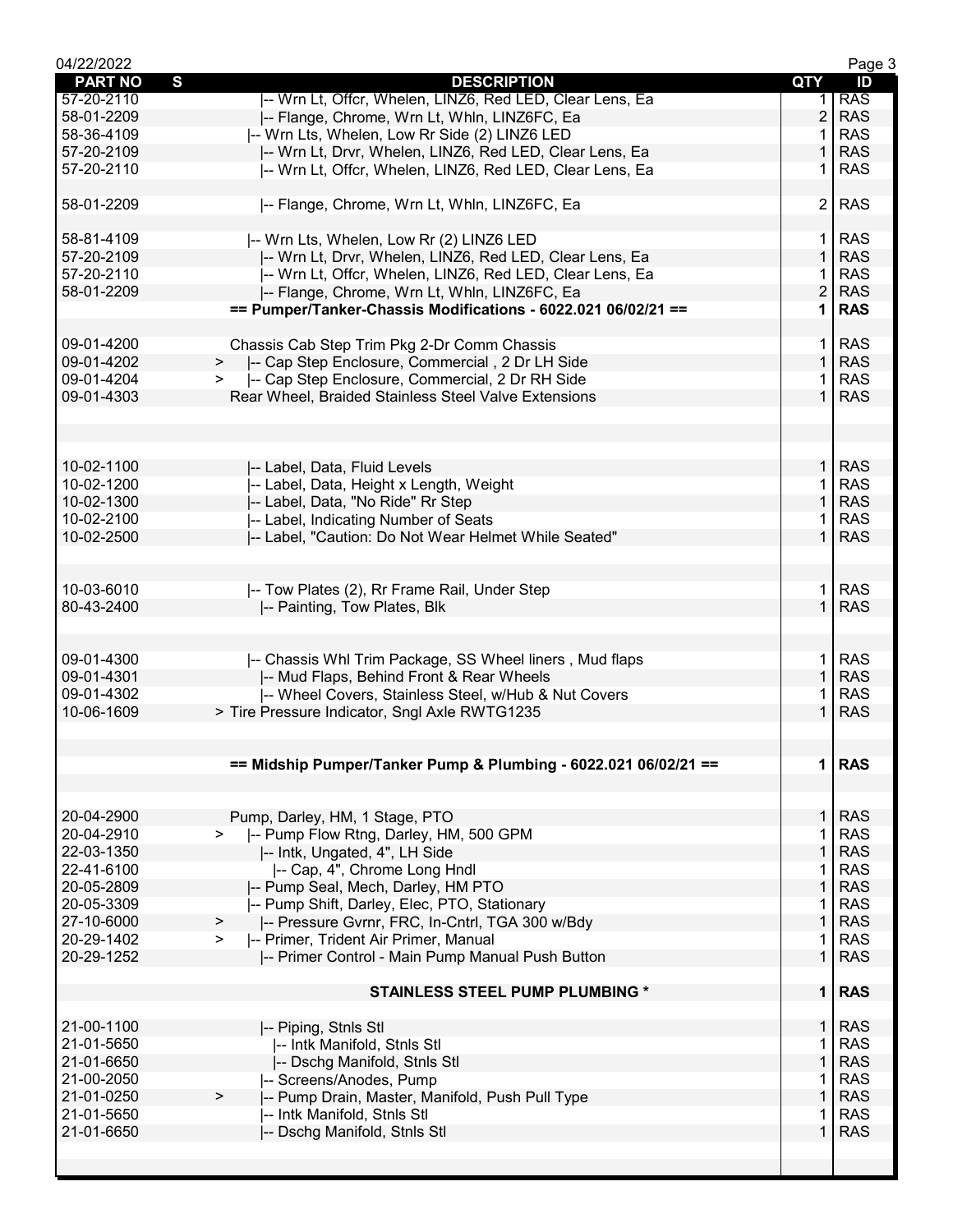| PART NO | S | DESCRIPTION | QTY | ID |
|---|---|---|---|---|
| 57-20-2110 | | \|-- Wrn Lt, Offcr, Whelen, LINZ6, Red LED, Clear Lens, Ea | 1 | RAS |
| 58-01-2209 | | \|-- Flange, Chrome, Wrn Lt, Whln, LINZ6FC, Ea | 2 | RAS |
| 58-36-4109 | | \|-- Wrn Lts, Whelen, Low Rr Side (2) LINZ6 LED | 1 | RAS |
| 57-20-2109 | | \|-- Wrn Lt, Drvr, Whelen, LINZ6, Red LED, Clear Lens, Ea | 1 | RAS |
| 57-20-2110 | | \|-- Wrn Lt, Offcr, Whelen, LINZ6, Red LED, Clear Lens, Ea | 1 | RAS |
| | | | | |
| 58-01-2209 | | \|-- Flange, Chrome, Wrn Lt, Whln, LINZ6FC, Ea | 2 | RAS |
| | | | | |
| 58-81-4109 | | \|-- Wrn Lts, Whelen, Low Rr (2) LINZ6 LED | 1 | RAS |
| 57-20-2109 | | \|-- Wrn Lt, Drvr, Whelen, LINZ6, Red LED, Clear Lens, Ea | 1 | RAS |
| 57-20-2110 | | \|-- Wrn Lt, Offcr, Whelen, LINZ6, Red LED, Clear Lens, Ea | 1 | RAS |
| 58-01-2209 | | \|-- Flange, Chrome, Wrn Lt, Whln, LINZ6FC, Ea | 2 | RAS |
| | | **== Pumper/Tanker-Chassis Modifications - 6022.021 06/02/21 ==** | **1** | **RAS** |
| | | | | |
| 09-01-4200 | | Chassis Cab Step Trim Pkg 2-Dr Comm Chassis | 1 | RAS |
| 09-01-4202 | > | \|-- Cap Step Enclosure, Commercial , 2 Dr LH Side | 1 | RAS |
| 09-01-4204 | > | \|-- Cap Step Enclosure, Commercial, 2 Dr RH Side | 1 | RAS |
| 09-01-4303 | | Rear Wheel, Braided Stainless Steel Valve Extensions | 1 | RAS |
| | | | | |
| | | | | |
| | | | | |
| 10-02-1100 | | \|-- Label, Data, Fluid Levels | 1 | RAS |
| 10-02-1200 | | \|-- Label, Data, Height x Length, Weight | 1 | RAS |
| 10-02-1300 | | \|-- Label, Data, "No Ride" Rr Step | 1 | RAS |
| 10-02-2100 | | \|-- Label, Indicating Number of Seats | 1 | RAS |
| 10-02-2500 | | \|-- Label, "Caution: Do Not Wear Helmet While Seated" | 1 | RAS |
| | | | | |
| | | | | |
| 10-03-6010 | | \|-- Tow Plates (2), Rr Frame Rail, Under Step | 1 | RAS |
| 80-43-2400 | | \|-- Painting, Tow Plates, Blk | 1 | RAS |
| | | | | |
| | | | | |
| 09-01-4300 | | \|-- Chassis Whl Trim Package, SS Wheel liners , Mud flaps | 1 | RAS |
| 09-01-4301 | | \|-- Mud Flaps, Behind Front & Rear Wheels | 1 | RAS |
| 09-01-4302 | | \|-- Wheel Covers, Stainless Steel, w/Hub & Nut Covers | 1 | RAS |
| 10-06-1609 | | > Tire Pressure Indicator, Sngl Axle RWTG1235 | 1 | RAS |
| | | | | |
| | | | | |
| | | **== Midship Pumper/Tanker Pump & Plumbing - 6022.021 06/02/21 ==** | **1** | **RAS** |
| | | | | |
| | | | | |
| 20-04-2900 | | Pump, Darley, HM, 1 Stage, PTO | 1 | RAS |
| 20-04-2910 | > | \|-- Pump Flow Rtng, Darley, HM, 500 GPM | 1 | RAS |
| 22-03-1350 | | \|-- Intk, Ungated, 4", LH Side | 1 | RAS |
| 22-41-6100 | | \|-- Cap, 4", Chrome Long Hndl | 1 | RAS |
| 20-05-2809 | | \|-- Pump Seal, Mech, Darley, HM PTO | 1 | RAS |
| 20-05-3309 | | \|-- Pump Shift, Darley, Elec, PTO, Stationary | 1 | RAS |
| 27-10-6000 | > | \|-- Pressure Gvrnr, FRC, In-Cntrl, TGA 300 w/Bdy | 1 | RAS |
| 20-29-1402 | > | \|-- Primer, Trident Air Primer, Manual | 1 | RAS |
| 20-29-1252 | | \|-- Primer Control - Main Pump Manual Push Button | 1 | RAS |
| | | | | |
| | | **STAINLESS STEEL PUMP PLUMBING *** | **1** | **RAS** |
| | | | | |
| 21-00-1100 | | \|-- Piping, Stnls Stl | 1 | RAS |
| 21-01-5650 | | \|-- Intk Manifold, Stnls Stl | 1 | RAS |
| 21-01-6650 | | \|-- Dschg Manifold, Stnls Stl | 1 | RAS |
| 21-00-2050 | | \|-- Screens/Anodes, Pump | 1 | RAS |
| 21-01-0250 | > | \|-- Pump Drain, Master, Manifold, Push Pull Type | 1 | RAS |
| 21-01-5650 | | \|-- Intk Manifold, Stnls Stl | 1 | RAS |
| 21-01-6650 | | \|-- Dschg Manifold, Stnls Stl | 1 | RAS |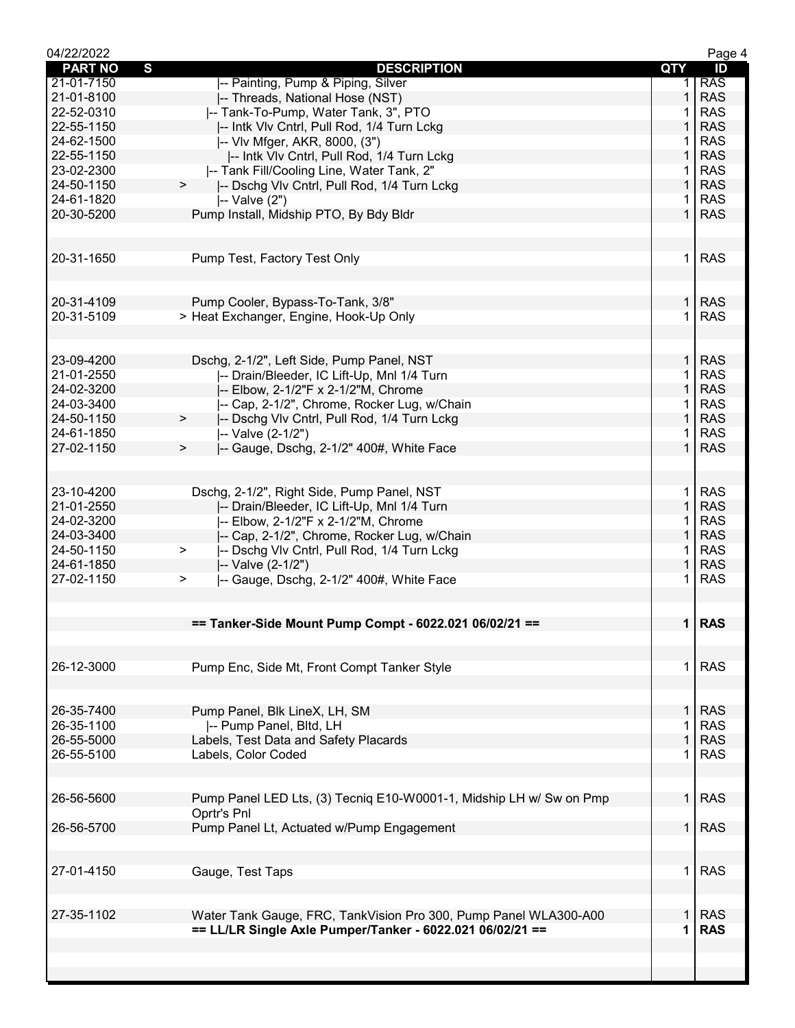04/22/2022

| PART NO | S | DESCRIPTION | QTY | ID |
|---|---|---|---|---|
| 21-01-7150 | | \|-- Painting, Pump & Piping, Silver | 1 | RAS |
| 21-01-8100 | | \|-- Threads, National Hose (NST) | 1 | RAS |
| 22-52-0310 | | \|-- Tank-To-Pump, Water Tank, 3", PTO | 1 | RAS |
| 22-55-1150 | | \|-- Intk Vlv Cntrl, Pull Rod, 1/4 Turn Lckg | 1 | RAS |
| 24-62-1500 | | \|-- Vlv Mfger, AKR, 8000, (3") | 1 | RAS |
| 22-55-1150 | | \|-- Intk Vlv Cntrl, Pull Rod, 1/4 Turn Lckg | 1 | RAS |
| 23-02-2300 | | \|-- Tank Fill/Cooling Line, Water Tank, 2" | 1 | RAS |
| 24-50-1150 | > | \|-- Dschg Vlv Cntrl, Pull Rod, 1/4 Turn Lckg | 1 | RAS |
| 24-61-1820 | | \|-- Valve (2") | 1 | RAS |
| 20-30-5200 | | Pump Install, Midship PTO, By Bdy Bldr | 1 | RAS |
| 20-31-1650 | | Pump Test, Factory Test Only | 1 | RAS |
| 20-31-4109 | | Pump Cooler, Bypass-To-Tank, 3/8" | 1 | RAS |
| 20-31-5109 | | > Heat Exchanger, Engine, Hook-Up Only | 1 | RAS |
| 23-09-4200 | | Dschg, 2-1/2", Left Side, Pump Panel, NST | 1 | RAS |
| 21-01-2550 | | \|-- Drain/Bleeder, IC Lift-Up, Mnl 1/4 Turn | 1 | RAS |
| 24-02-3200 | | \|-- Elbow, 2-1/2"F x 2-1/2"M, Chrome | 1 | RAS |
| 24-03-3400 | | \|-- Cap, 2-1/2", Chrome, Rocker Lug, w/Chain | 1 | RAS |
| 24-50-1150 | > | \|-- Dschg Vlv Cntrl, Pull Rod, 1/4 Turn Lckg | 1 | RAS |
| 24-61-1850 | | \|-- Valve (2-1/2") | 1 | RAS |
| 27-02-1150 | > | \|-- Gauge, Dschg, 2-1/2" 400#, White Face | 1 | RAS |
| 23-10-4200 | | Dschg, 2-1/2", Right Side, Pump Panel, NST | 1 | RAS |
| 21-01-2550 | | \|-- Drain/Bleeder, IC Lift-Up, Mnl 1/4 Turn | 1 | RAS |
| 24-02-3200 | | \|-- Elbow, 2-1/2"F x 2-1/2"M, Chrome | 1 | RAS |
| 24-03-3400 | | \|-- Cap, 2-1/2", Chrome, Rocker Lug, w/Chain | 1 | RAS |
| 24-50-1150 | > | \|-- Dschg Vlv Cntrl, Pull Rod, 1/4 Turn Lckg | 1 | RAS |
| 24-61-1850 | | \|-- Valve (2-1/2") | 1 | RAS |
| 27-02-1150 | > | \|-- Gauge, Dschg, 2-1/2" 400#, White Face | 1 | RAS |
| | | **== Tanker-Side Mount Pump Compt - 6022.021 06/02/21 ==** | **1** | **RAS** |
| 26-12-3000 | | Pump Enc, Side Mt, Front Compt Tanker Style | 1 | RAS |
| 26-35-7400 | | Pump Panel, Blk LineX, LH, SM | 1 | RAS |
| 26-35-1100 | | \|-- Pump Panel, Bltd, LH | 1 | RAS |
| 26-55-5000 | | Labels, Test Data and Safety Placards | 1 | RAS |
| 26-55-5100 | | Labels, Color Coded | 1 | RAS |
| 26-56-5600 | | Pump Panel LED Lts, (3) Tecniq E10-W0001-1, Midship LH w/ Sw on Pmp Oprtr's Pnl | 1 | RAS |
| 26-56-5700 | | Pump Panel Lt, Actuated w/Pump Engagement | 1 | RAS |
| 27-01-4150 | | Gauge, Test Taps | 1 | RAS |
| 27-35-1102 | | Water Tank Gauge, FRC, TankVision Pro 300, Pump Panel WLA300-A00 | 1 | RAS |
| | | **== LL/LR Single Axle Pumper/Tanker - 6022.021 06/02/21 ==** | **1** | **RAS** |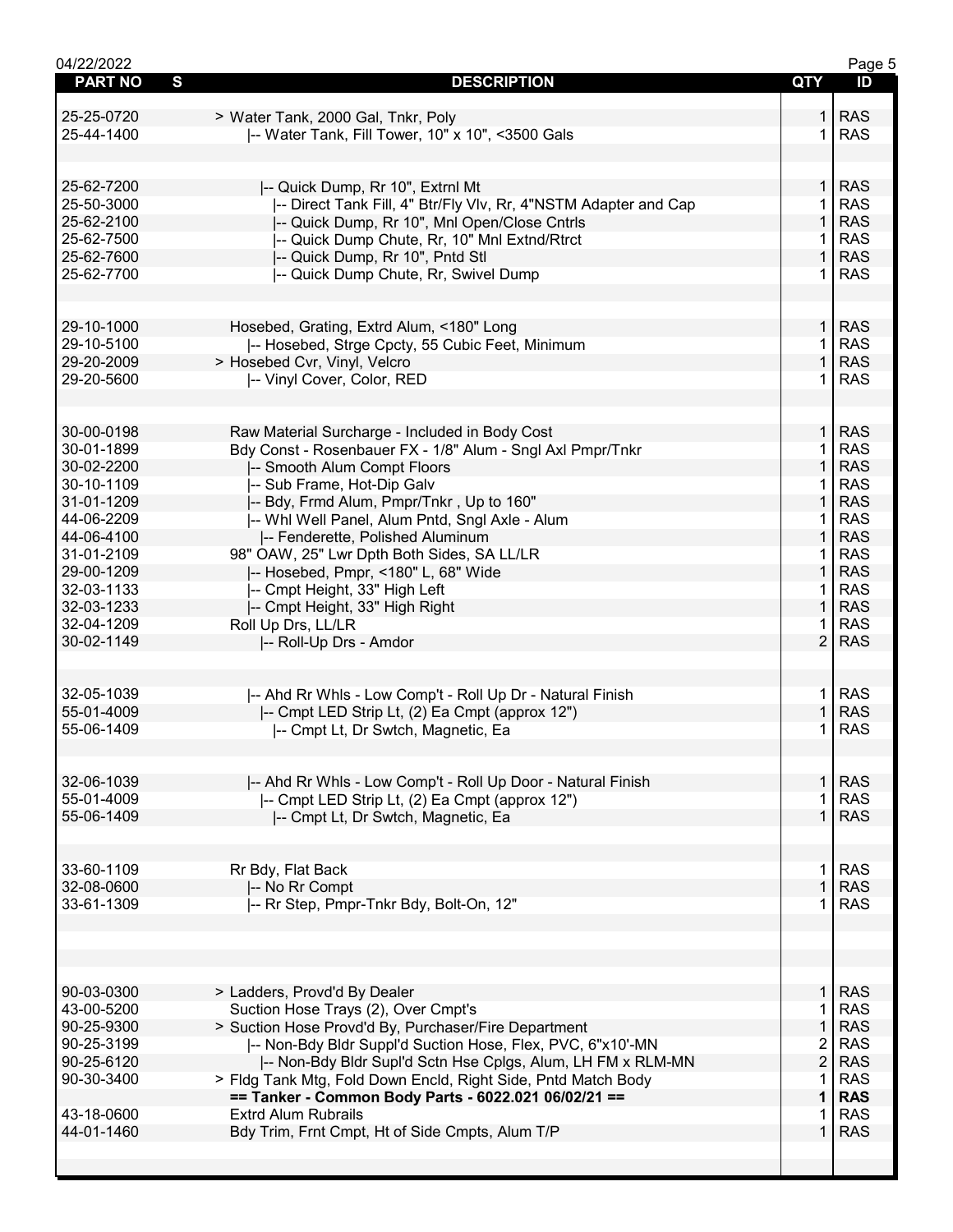| PART NO | S | DESCRIPTION | QTY | ID |
|---|---|---|---|---|
| 25-25-0720 | | > Water Tank, 2000 Gal, Tnkr, Poly | 1 | RAS |
| 25-44-1400 | | \|-- Water Tank, Fill Tower, 10" x 10", <3500 Gals | 1 | RAS |
| | | | | |
| 25-62-7200 | | \|-- Quick Dump, Rr 10", Extrnl Mt | 1 | RAS |
| 25-50-3000 | | \|-- Direct Tank Fill, 4" Btr/Fly Vlv, Rr, 4"NSTM Adapter and Cap | 1 | RAS |
| 25-62-2100 | | \|-- Quick Dump, Rr 10", Mnl Open/Close Cntrls | 1 | RAS |
| 25-62-7500 | | \|-- Quick Dump Chute, Rr, 10" Mnl Extnd/Rtrct | 1 | RAS |
| 25-62-7600 | | \|-- Quick Dump, Rr 10", Pntd Stl | 1 | RAS |
| 25-62-7700 | | \|-- Quick Dump Chute, Rr, Swivel Dump | 1 | RAS |
| | | | | |
| 29-10-1000 | | Hosebed, Grating, Extrd Alum, <180" Long | 1 | RAS |
| 29-10-5100 | | \|-- Hosebed, Strge Cpcty, 55 Cubic Feet, Minimum | 1 | RAS |
| 29-20-2009 | | > Hosebed Cvr, Vinyl, Velcro | 1 | RAS |
| 29-20-5600 | | \|-- Vinyl Cover, Color, RED | 1 | RAS |
| | | | | |
| 30-00-0198 | | Raw Material Surcharge - Included in Body Cost | 1 | RAS |
| 30-01-1899 | | Bdy Const - Rosenbauer FX - 1/8" Alum - Sngl Axl Pmpr/Tnkr | 1 | RAS |
| 30-02-2200 | | \|-- Smooth Alum Compt Floors | 1 | RAS |
| 30-10-1109 | | \|-- Sub Frame, Hot-Dip Galv | 1 | RAS |
| 31-01-1209 | | \|-- Bdy, Frmd Alum, Pmpr/Tnkr , Up to 160" | 1 | RAS |
| 44-06-2209 | | \|-- Whl Well Panel, Alum Pntd, Sngl Axle - Alum | 1 | RAS |
| 44-06-4100 | | \|-- Fenderette, Polished Aluminum | 1 | RAS |
| 31-01-2109 | | 98" OAW, 25" Lwr Dpth Both Sides, SA LL/LR | 1 | RAS |
| 29-00-1209 | | \|-- Hosebed, Pmpr, <180" L, 68" Wide | 1 | RAS |
| 32-03-1133 | | \|-- Cmpt Height, 33" High Left | 1 | RAS |
| 32-03-1233 | | \|-- Cmpt Height, 33" High Right | 1 | RAS |
| 32-04-1209 | | Roll Up Drs, LL/LR | 1 | RAS |
| 30-02-1149 | | \|-- Roll-Up Drs - Amdor | 2 | RAS |
| | | | | |
| 32-05-1039 | | \|-- Ahd Rr Whls - Low Comp't - Roll Up Dr - Natural Finish | 1 | RAS |
| 55-01-4009 | | \|-- Cmpt LED Strip Lt, (2) Ea Cmpt (approx 12") | 1 | RAS |
| 55-06-1409 | | \|-- Cmpt Lt, Dr Swtch, Magnetic, Ea | 1 | RAS |
| | | | | |
| 32-06-1039 | | \|-- Ahd Rr Whls - Low Comp't - Roll Up Door - Natural Finish | 1 | RAS |
| 55-01-4009 | | \|-- Cmpt LED Strip Lt, (2) Ea Cmpt (approx 12") | 1 | RAS |
| 55-06-1409 | | \|-- Cmpt Lt, Dr Swtch, Magnetic, Ea | 1 | RAS |
| | | | | |
| 33-60-1109 | | Rr Bdy, Flat Back | 1 | RAS |
| 32-08-0600 | | \|-- No Rr Compt | 1 | RAS |
| 33-61-1309 | | \|-- Rr Step, Pmpr-Tnkr Bdy, Bolt-On, 12" | 1 | RAS |
| | | | | |
| 90-03-0300 | | > Ladders, Provd'd By Dealer | 1 | RAS |
| 43-00-5200 | | Suction Hose Trays (2), Over Cmpt's | 1 | RAS |
| 90-25-9300 | | > Suction Hose Provd'd By, Purchaser/Fire Department | 1 | RAS |
| 90-25-3199 | | \|-- Non-Bdy Bldr Suppl'd Suction Hose, Flex, PVC, 6"x10'-MN | 2 | RAS |
| 90-25-6120 | | \|-- Non-Bdy Bldr Supl'd Sctn Hse Cplgs, Alum, LH FM x RLM-MN | 2 | RAS |
| 90-30-3400 | | > Fldg Tank Mtg, Fold Down Encld, Right Side, Pntd Match Body | 1 | RAS |
| | | **== Tanker - Common Body Parts - 6022.021 06/02/21 ==** | **1** | **RAS** |
| 43-18-0600 | | Extrd Alum Rubrails | 1 | RAS |
| 44-01-1460 | | Bdy Trim, Frnt Cmpt, Ht of Side Cmpts, Alum T/P | 1 | RAS |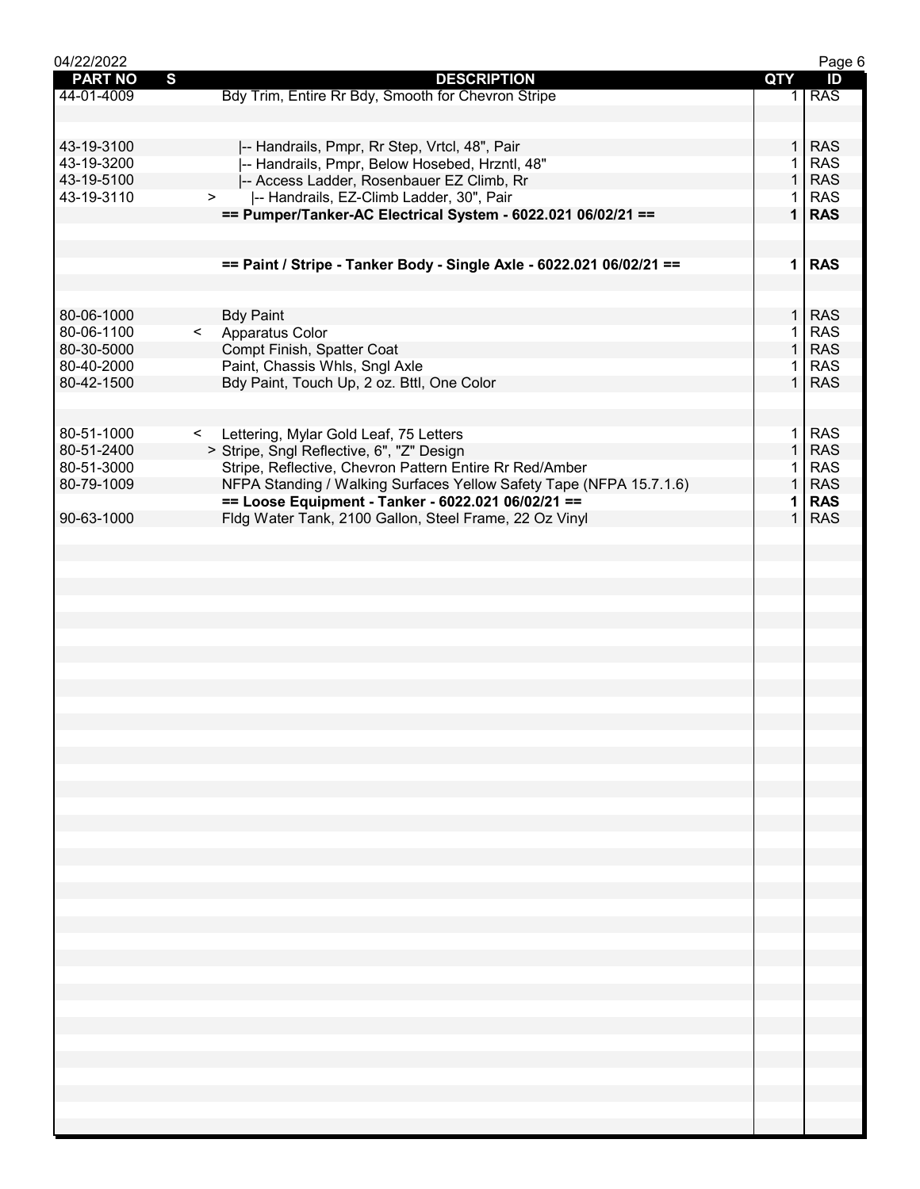| PART NO | S | DESCRIPTION | QTY | ID |
|---|---|---|---|---|
| 44-01-4009 | | Bdy Trim, Entire Rr Bdy, Smooth for Chevron Stripe | 1 | RAS |
| | | | | |
| | | | | |
| 43-19-3100 | | \|-- Handrails, Pmpr, Rr Step, Vrtcl, 48", Pair | 1 | RAS |
| 43-19-3200 | | \|-- Handrails, Pmpr, Below Hosebed, Hrzntl, 48" | 1 | RAS |
| 43-19-5100 | | \|-- Access Ladder, Rosenbauer EZ Climb, Rr | 1 | RAS |
| 43-19-3110 | > | \|-- Handrails, EZ-Climb Ladder, 30", Pair | 1 | RAS |
| | | **== Pumper/Tanker-AC Electrical System - 6022.021 06/02/21 ==** | **1** | **RAS** |
| | | | | |
| | | | | |
| | | **== Paint / Stripe - Tanker Body - Single Axle - 6022.021 06/02/21 ==** | **1** | **RAS** |
| | | | | |
| | | | | |
| 80-06-1000 | | Bdy Paint | 1 | RAS |
| 80-06-1100 | < | Apparatus Color | 1 | RAS |
| 80-30-5000 | | Compt Finish, Spatter Coat | 1 | RAS |
| 80-40-2000 | | Paint, Chassis Whls, Sngl Axle | 1 | RAS |
| 80-42-1500 | | Bdy Paint, Touch Up, 2 oz. Bttl, One Color | 1 | RAS |
| | | | | |
| | | | | |
| 80-51-1000 | < | Lettering, Mylar Gold Leaf, 75 Letters | 1 | RAS |
| 80-51-2400 | > | Stripe, Sngl Reflective, 6", "Z" Design | 1 | RAS |
| 80-51-3000 | | Stripe, Reflective, Chevron Pattern Entire Rr Red/Amber | 1 | RAS |
| 80-79-1009 | | NFPA Standing / Walking Surfaces Yellow Safety Tape (NFPA 15.7.1.6) | 1 | RAS |
| | | **== Loose Equipment - Tanker - 6022.021 06/02/21 ==** | **1** | **RAS** |
| 90-63-1000 | | Fldg Water Tank, 2100 Gallon, Steel Frame, 22 Oz Vinyl | 1 | RAS |